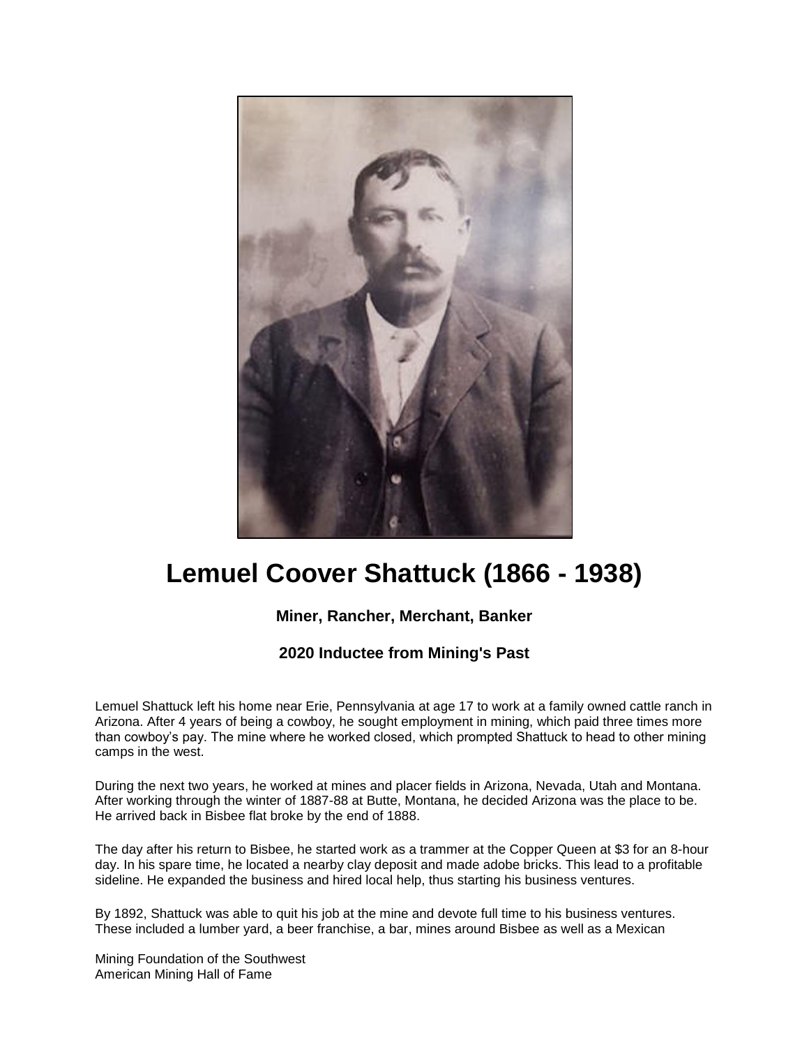# Lemuel Coover Shattuck (1866 - 1938)

### Miner, Rancher, Merchant, Banker

### 2020 Inductee from Mining's Past

Lemuel Shattuck left his home near Erie, Pennsylvania at age 17 to work at a family owned cattle ranch in Arizona. After 4 years of being a cowboy, he sought employment in mining, which paid three times more than cowboy's pay. The mine where he worked closed, which prompted Shattuck to head to other mining camps in the west.

During the next two years, he worked at mines and placer fields in Arizona, Nevada, Utah and Montana. After working through the winter of 1887-88 at Butte, Montana, he decided Arizona was the place to be. He arrived back in Bisbee flat broke by the end of 1888.

The day after his return to Bisbee, he started work as a trammer at the Copper Queen at $3 for an 8-hour day. In his spare time, he located a nearby clay deposit and made adobe bricks. This lead to a profitable sideline. He expanded the business and hired local help, thus starting his business ventures.

By 1892, Shattuck was able to quit his job at the mine and devote full time to his business ventures. These included a lumber yard, a beer franchise, a bar, mines around Bisbee as well as a Mexican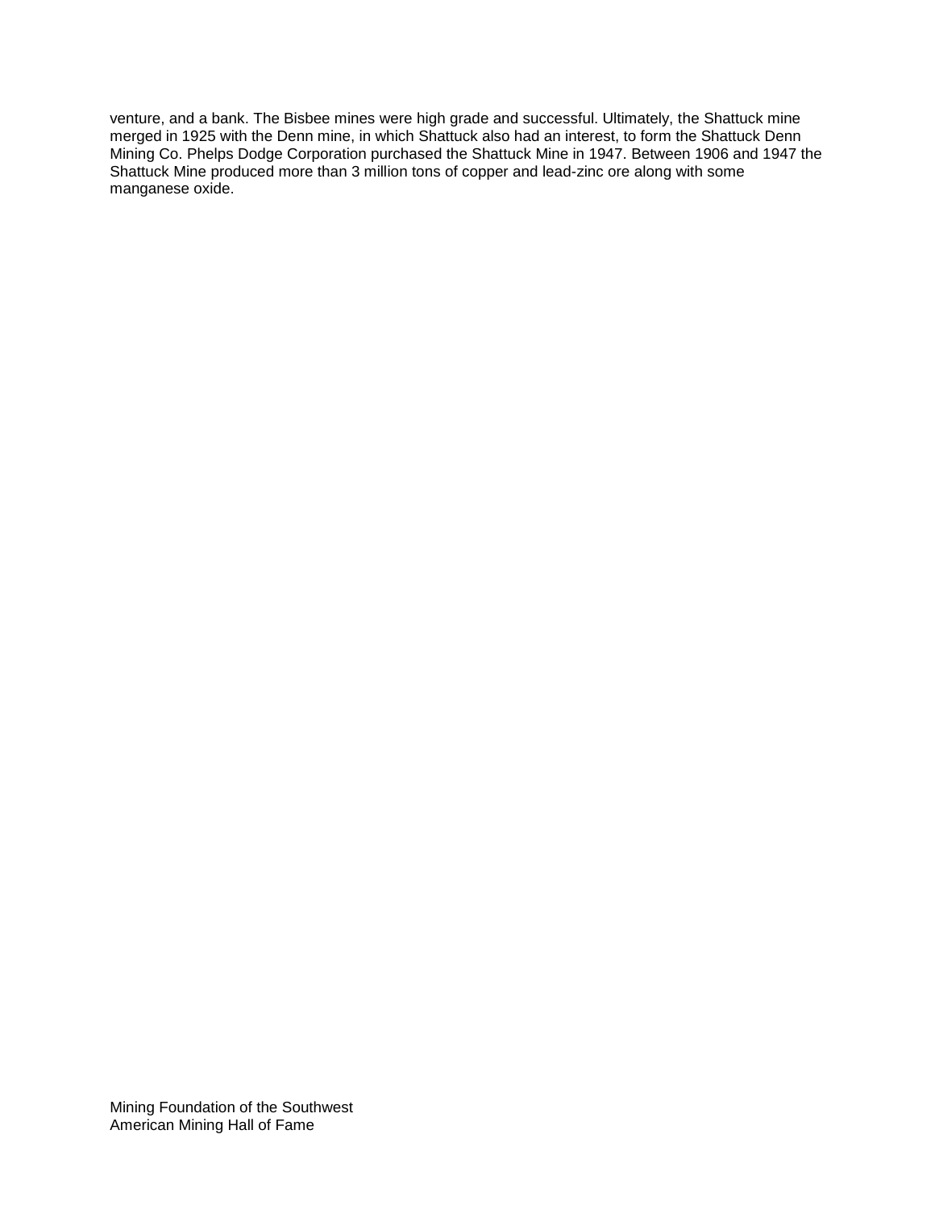venture, and a bank. The Bisbee mines were high grade and successful. Ultimately, the Shattuck mine merged in 1925 with the Denn mine, in which Shattuck also had an interest, to form the Shattuck Denn Mining Co. Phelps Dodge Corporation purchased the Shattuck Mine in 1947. Between 1906 and 1947 the Shattuck Mine produced more than 3 million tons of copper and lead-zinc ore along with some manganese oxide.